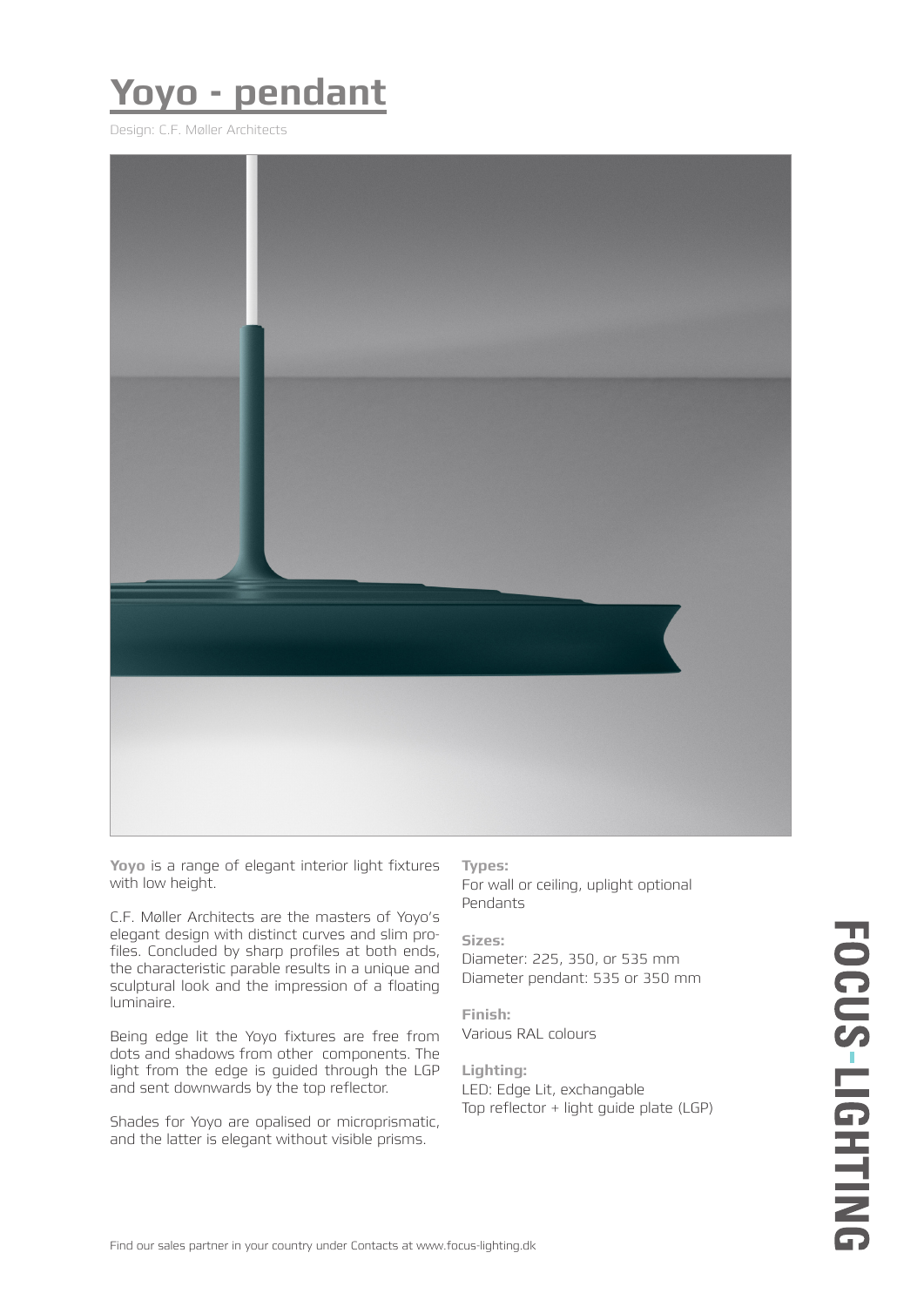# Yoyo - pendant

Design: C.F. Møller Architects

**Yoyo** is a range of elegant interior light fixtures with low height.

C.F. Møller Architects are the masters of Yoyo's elegant design with distinct curves and slim profiles. Concluded by sharp profiles at both ends, the characteristic parable results in a unique and sculptural look and the impression of a floating luminaire.

Being edge lit the Yoyo fixtures are free from dots and shadows from other components. The light from the edge is guided through the LGP and sent downwards by the top reflector.

Shades for Yoyo are opalised or microprismatic, and the latter is elegant without visible prisms.

**Types:**
For wall or ceiling, uplight optional
Pendants

**Sizes:**
Diameter: 225, 350, or 535 mm
Diameter pendant: 535 or 350 mm

**Finish:**
Various RAL colours

**Lighting:**
LED: Edge Lit, exchangable
Top reflector + light guide plate (LGP)

FOCUS-LIGHTING

Find our sales partner in your country under Contacts at www.focus-lighting.dk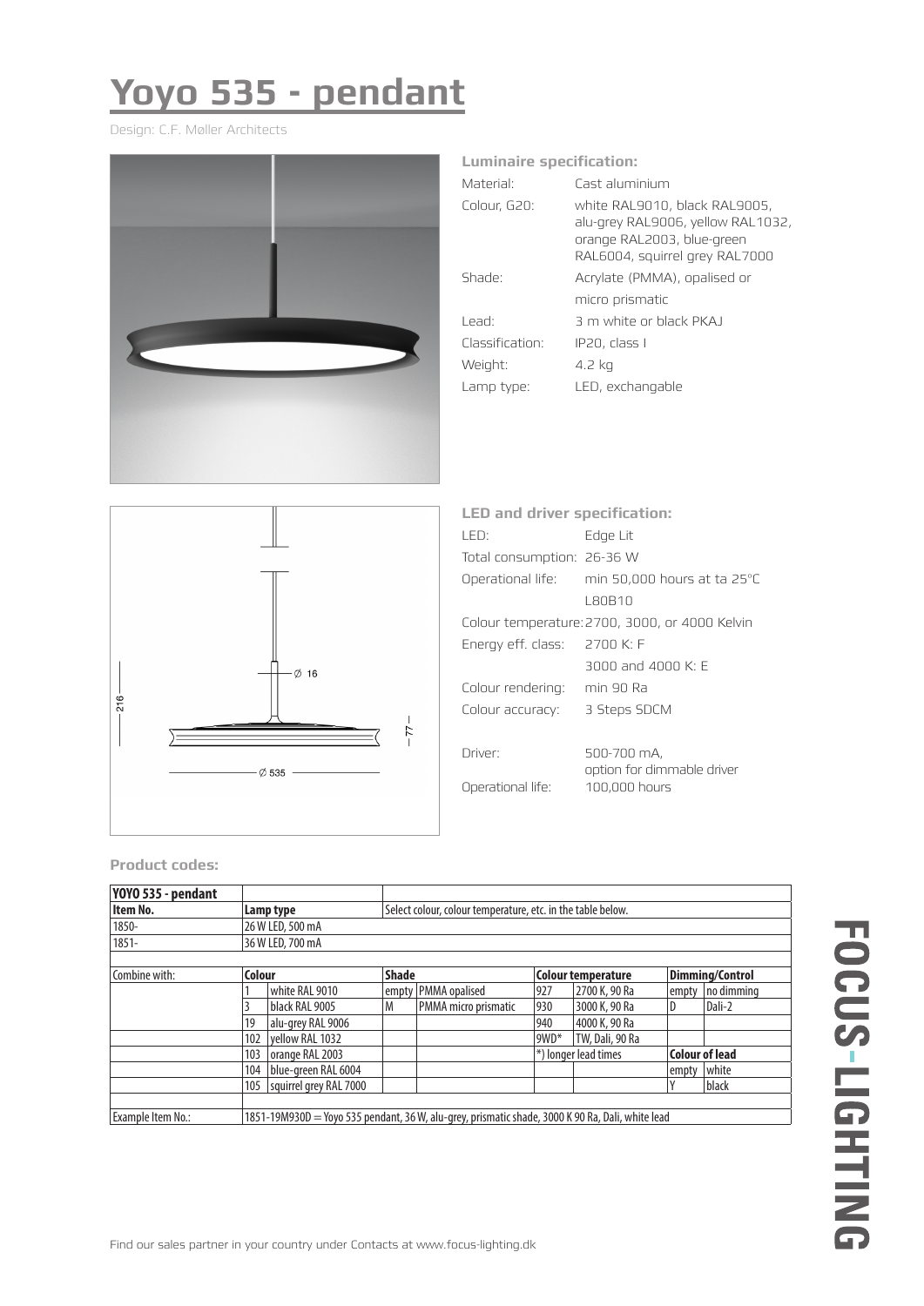# Yoyo 535 - pendant

Design: C.F. Møller Architects

**Luminaire specification:**

| | |
|---|---|
| Material: | Cast aluminium |
| Colour, G20: | white RAL9010, black RAL9005, alu-grey RAL9006, yellow RAL1032, orange RAL2003, blue-green RAL6004, squirrel grey RAL7000 |
| Shade: | Acrylate (PMMA), opalised or micro prismatic |
| Lead: | 3 m white or black PKAJ |
| Classification: | IP20, class I |
| Weight: | 4.2 kg |
| Lamp type: | LED, exchangable |

**LED and driver specification:**

| | |
|---|---|
| LED: | Edge Lit |
| Total consumption: | 26-36 W |
| Operational life: | min 50,000 hours at ta 25°C L80B10 |
| Colour temperature: | 2700, 3000, or 4000 Kelvin |
| Energy eff. class: | 2700 K: F<br>3000 and 4000 K: E |
| Colour rendering: | min 90 Ra |
| Colour accuracy: | 3 Steps SDCM |
| Driver: | 500-700 mA, option for dimmable driver |
| Operational life: | 100,000 hours |

**Product codes:**

| YOYO 535 - pendant | | | | | | | | |
|---|---|---|---|---|---|---|---|---|
| **Item No.** | **Lamp type** | | Select colour, colour temperature, etc. in the table below. | | | | | |
| 1850- | 26 W LED, 500 mA | | | | | | | |
| 1851- | 36 W LED, 700 mA | | | | | | | |
| | | | | | | | | |
| Combine with: | **Colour** | | **Shade** | | **Colour temperature** | | **Dimming/Control** | |
| | 1 | white RAL 9010 | empty | PMMA opalised | 927 | 2700 K, 90 Ra | empty | no dimming |
| | 3 | black RAL 9005 | M | PMMA micro prismatic | 930 | 3000 K, 90 Ra | D | Dali-2 |
| | 19 | alu-grey RAL 9006 | | | 940 | 4000 K, 90 Ra | | |
| | 102 | yellow RAL 1032 | | | 9WD* | TW, Dali, 90 Ra | | |
| | 103 | orange RAL 2003 | | | *) longer lead times | | **Colour of lead** | |
| | 104 | blue-green RAL 6004 | | | | | empty | white |
| | 105 | squirrel grey RAL 7000 | | | | | Y | black |
| | | | | | | | | |
| Example Item No.: | 1851-19M930D = Yoyo 535 pendant, 36 W, alu-grey, prismatic shade, 3000 K 90 Ra, Dali, white lead | | | | | | | |

Find our sales partner in your country under Contacts at www.focus-lighting.dk

FOCUS-LIGHTING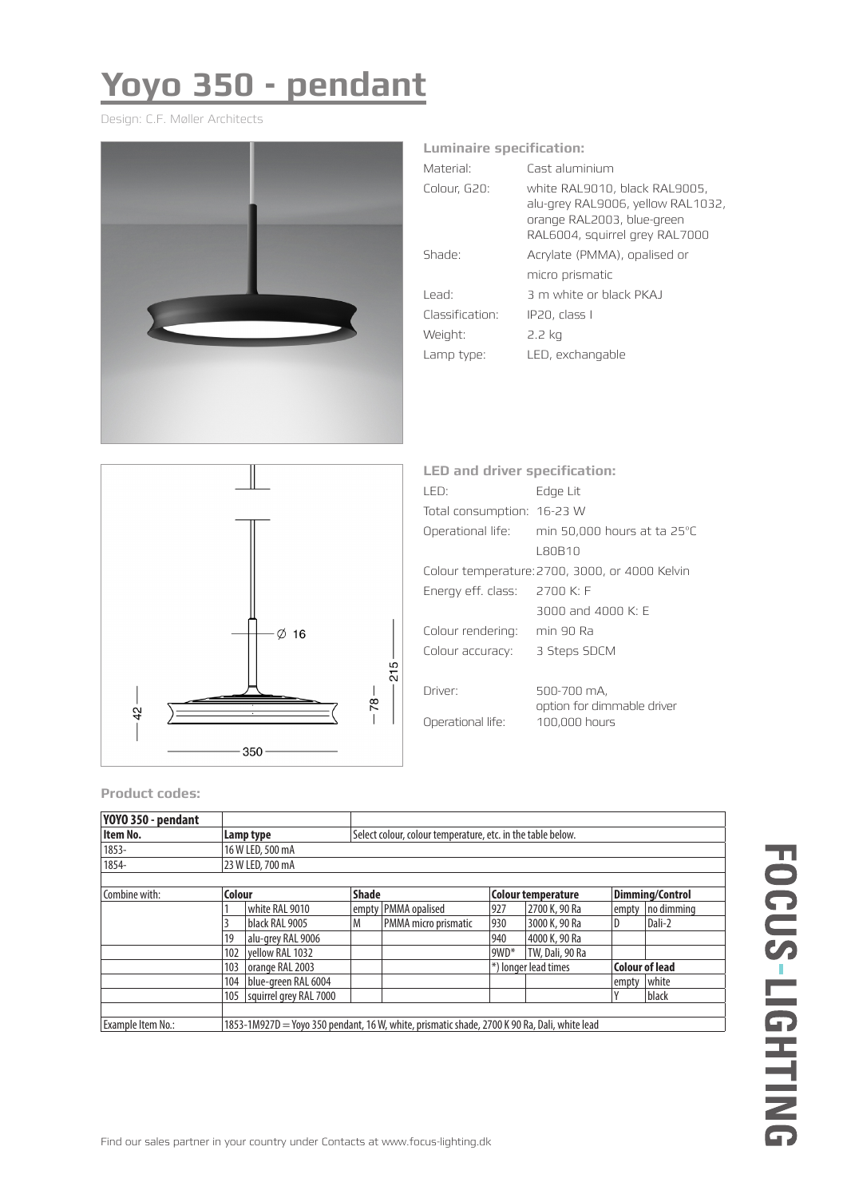# Yoyo 350 - pendant

Design: C.F. Møller Architects

**Luminaire specification:**

| | |
|---|---|
| Material: | Cast aluminium |
| Colour, G20: | white RAL9010, black RAL9005, alu-grey RAL9006, yellow RAL1032, orange RAL2003, blue-green RAL6004, squirrel grey RAL7000 |
| Shade: | Acrylate (PMMA), opalised or micro prismatic |
| Lead: | 3 m white or black PKAJ |
| Classification: | IP20, class I |
| Weight: | 2.2 kg |
| Lamp type: | LED, exchangable |

Ø 16

42

78

215

350

**LED and driver specification:**

| | |
|---|---|
| LED: | Edge Lit |
| Total consumption: | 16-23 W |
| Operational life: | min 50,000 hours at ta 25°C L80B10 |
| Colour temperature: | 2700, 3000, or 4000 Kelvin |
| Energy eff. class: | 2700 K: F<br>3000 and 4000 K: E |
| Colour rendering: | min 90 Ra |
| Colour accuracy: | 3 Steps SDCM |
| Driver: | 500-700 mA, option for dimmable driver |
| Operational life: | 100,000 hours |

**Product codes:**

| YOYO 350 - pendant | | | | | | | | |
|---|---|---|---|---|---|---|---|---|
| **Item No.** | **Lamp type** | | Select colour, colour temperature, etc. in the table below. | | | | | |
| 1853- | 16 W LED, 500 mA | | | | | | | |
| 1854- | 23 W LED, 700 mA | | | | | | | |
| | | | | | | | | |
| Combine with: | **Colour** | | **Shade** | | **Colour temperature** | | **Dimming/Control** | |
| | 1 | white RAL 9010 | empty | PMMA opalised | 927 | 2700 K, 90 Ra | empty | no dimming |
| | 3 | black RAL 9005 | M | PMMA micro prismatic | 930 | 3000 K, 90 Ra | D | Dali-2 |
| | 19 | alu-grey RAL 9006 | | | 940 | 4000 K, 90 Ra | | |
| | 102 | yellow RAL 1032 | | | 9WD* | TW, Dali, 90 Ra | | |
| | 103 | orange RAL 2003 | | | *) longer lead times | | **Colour of lead** | |
| | 104 | blue-green RAL 6004 | | | | | empty | white |
| | 105 | squirrel grey RAL 7000 | | | | | Y | black |
| | | | | | | | | |
| Example Item No.: | 1853-1M927D = Yoyo 350 pendant, 16 W, white, prismatic shade, 2700 K 90 Ra, Dali, white lead | | | | | | | |

FOCUS-LIGHTING

Find our sales partner in your country under Contacts at www.focus-lighting.dk